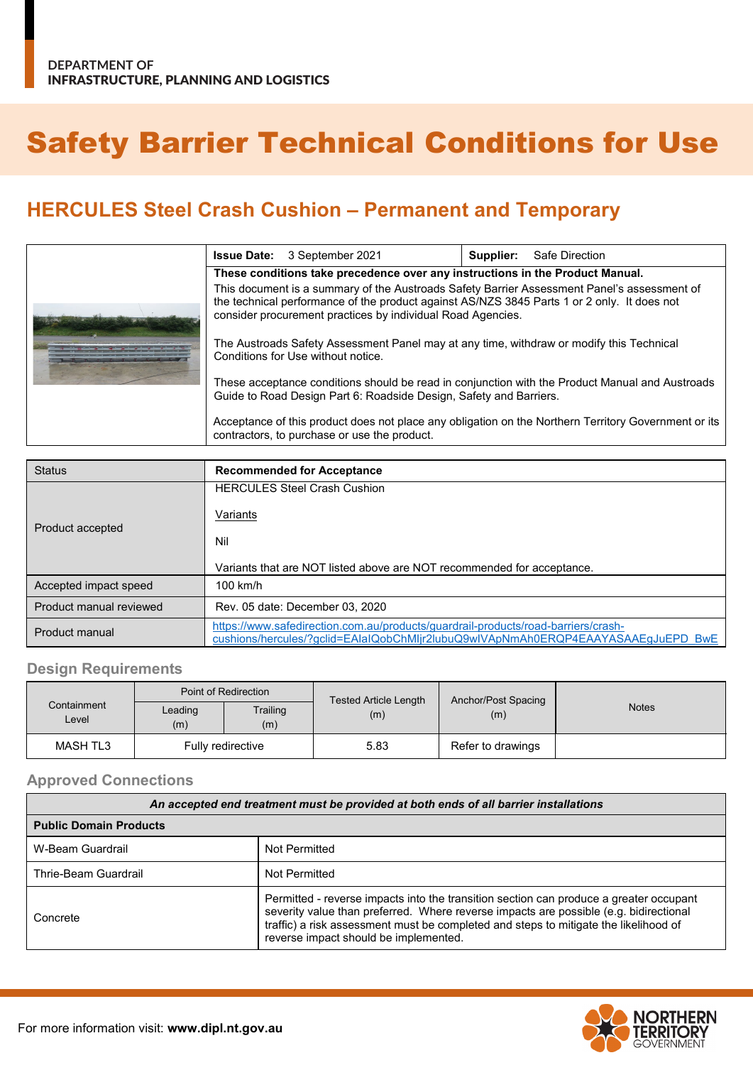DEPARTMENT OF
INFRASTRUCTURE, PLANNING AND LOGISTICS

# Safety Barrier Technical Conditions for Use

## HERCULES Steel Crash Cushion – Permanent and Temporary

| | |
|---|---|
| **Issue Date:** 3 September 2021 | **Supplier:** Safe Direction |

**These conditions take precedence over any instructions in the Product Manual.**

This document is a summary of the Austroads Safety Barrier Assessment Panel's assessment of the technical performance of the product against AS/NZS 3845 Parts 1 or 2 only. It does not consider procurement practices by individual Road Agencies.

The Austroads Safety Assessment Panel may at any time, withdraw or modify this Technical Conditions for Use without notice.

These acceptance conditions should be read in conjunction with the Product Manual and Austroads Guide to Road Design Part 6: Roadside Design, Safety and Barriers.

Acceptance of this product does not place any obligation on the Northern Territory Government or its contractors, to purchase or use the product.

| Status | **Recommended for Acceptance** |
|---|---|
| Product accepted | HERCULES Steel Crash Cushion<br><br>Variants<br><br>Nil<br><br>Variants that are NOT listed above are NOT recommended for acceptance. |
| Accepted impact speed | 100 km/h |
| Product manual reviewed | Rev. 05 date: December 03, 2020 |
| Product manual | https://www.safedirection.com.au/products/guardrail-products/road-barriers/crash-cushions/hercules/?gclid=EAIaIQobChMljr2lubuQ9wIVApNmAh0ERQP4EAAYASAAEgJuEPD_BwE |

### Design Requirements

| Containment Level | Point of Redirection | | Tested Article Length (m) | Anchor/Post Spacing (m) | Notes |
|---|---|---|---|---|---|
| | Leading (m) | Trailing (m) | | | |
| MASH TL3 | Fully redirective | | 5.83 | Refer to drawings | |

### Approved Connections

| *An accepted end treatment must be provided at both ends of all barrier installations* | |
|---|---|
| **Public Domain Products** | |
| W-Beam Guardrail | Not Permitted |
| Thrie-Beam Guardrail | Not Permitted |
| Concrete | Permitted - reverse impacts into the transition section can produce a greater occupant severity value than preferred. Where reverse impacts are possible (e.g. bidirectional traffic) a risk assessment must be completed and steps to mitigate the likelihood of reverse impact should be implemented. |

For more information visit: **www.dipl.nt.gov.au**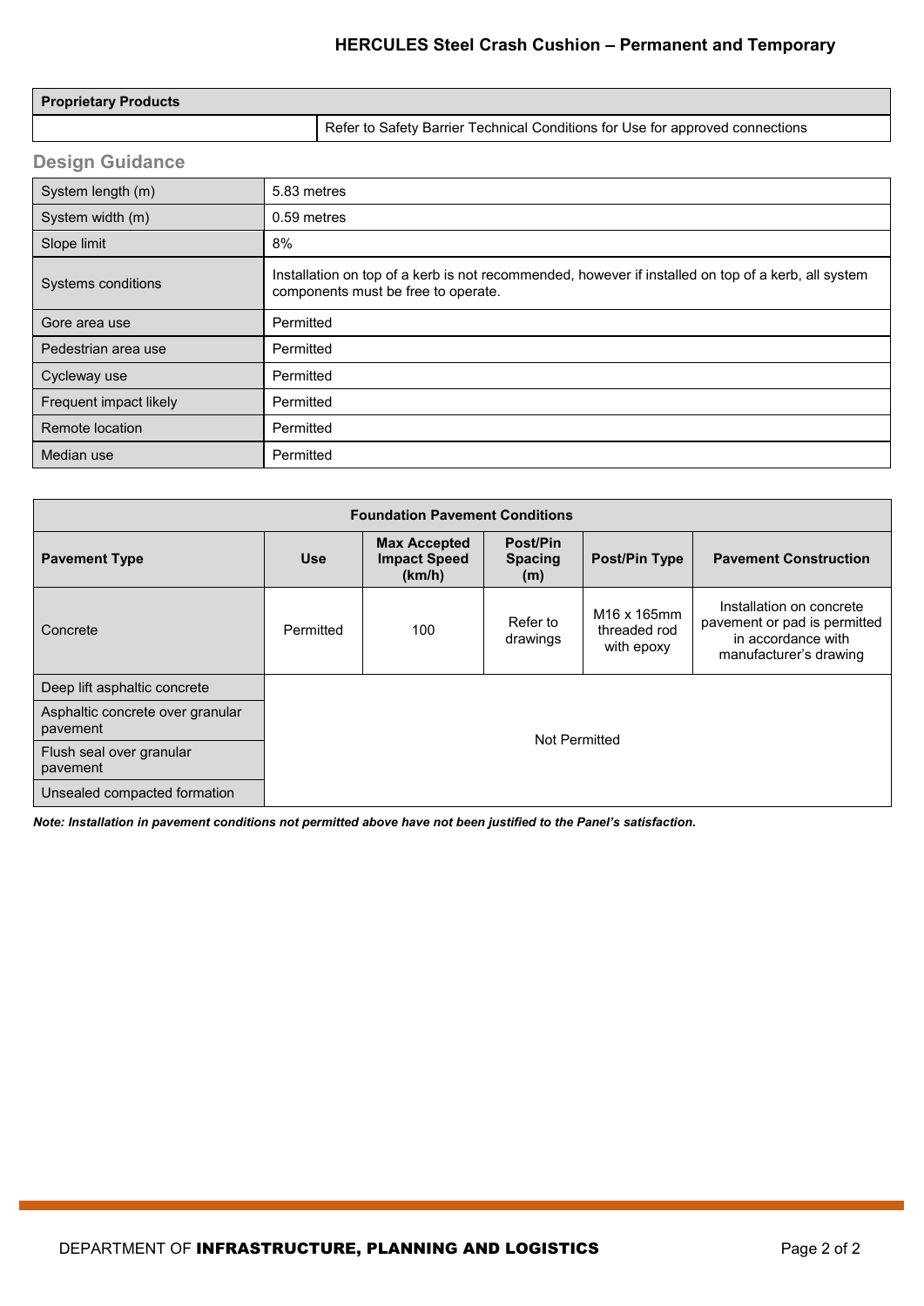| **Proprietary Products** | |
|---|---|
| | Refer to Safety Barrier Technical Conditions for Use for approved connections |

## Design Guidance

| | |
|---|---|
| System length (m) | 5.83 metres |
| System width (m) | 0.59 metres |
| Slope limit | 8% |
| Systems conditions | Installation on top of a kerb is not recommended, however if installed on top of a kerb, all system components must be free to operate. |
| Gore area use | Permitted |
| Pedestrian area use | Permitted |
| Cycleway use | Permitted |
| Frequent impact likely | Permitted |
| Remote location | Permitted |
| Median use | Permitted |

| **Foundation Pavement Conditions** | | | | | |
|---|---|---|---|---|---|
| **Pavement Type** | **Use** | **Max Accepted Impact Speed (km/h)** | **Post/Pin Spacing (m)** | **Post/Pin Type** | **Pavement Construction** |
| Concrete | Permitted | 100 | Refer to drawings | M16 x 165mm threaded rod with epoxy | Installation on concrete pavement or pad is permitted in accordance with manufacturer's drawing |
| Deep lift asphaltic concrete | Not Permitted | | | | |
| Asphaltic concrete over granular pavement | Not Permitted | | | | |
| Flush seal over granular pavement | Not Permitted | | | | |
| Unsealed compacted formation | Not Permitted | | | | |

***Note: Installation in pavement conditions not permitted above have not been justified to the Panel's satisfaction.***